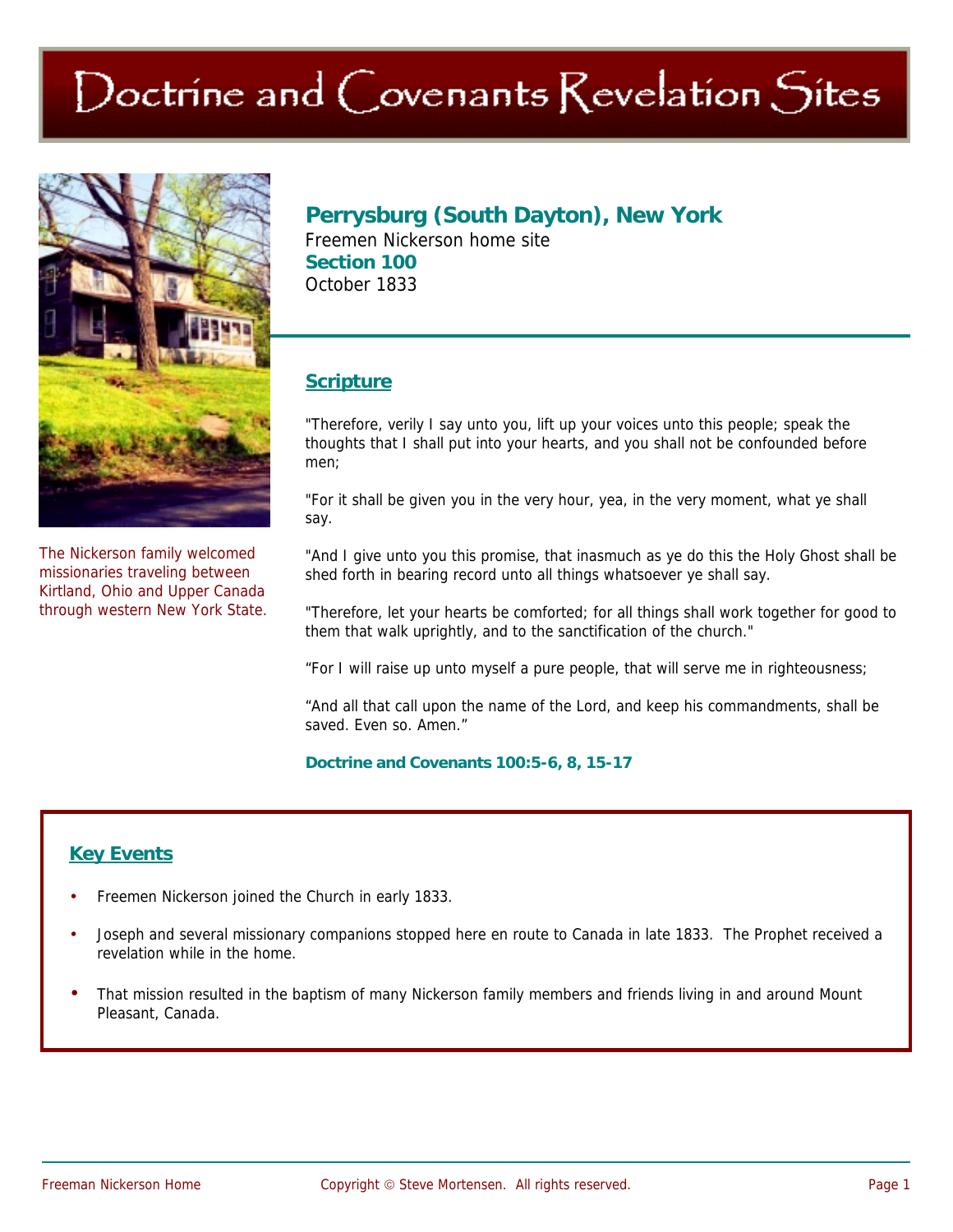# Doctrine and Covenants Revelation Sites

The Nickerson family welcomed missionaries traveling between Kirtland, Ohio and Upper Canada through western New York State.

## Perrysburg (South Dayton), New York

Freemen Nickerson home site

**Section 100**

October 1833

### Scripture

"Therefore, verily I say unto you, lift up your voices unto this people; speak the thoughts that I shall put into your hearts, and you shall not be confounded before men;

"For it shall be given you in the very hour, yea, in the very moment, what ye shall say.

"And I give unto you this promise, that inasmuch as ye do this the Holy Ghost shall be shed forth in bearing record unto all things whatsoever ye shall say.

"Therefore, let your hearts be comforted; for all things shall work together for good to them that walk uprightly, and to the sanctification of the church."

“For I will raise up unto myself a pure people, that will serve me in righteousness;

“And all that call upon the name of the Lord, and keep his commandments, shall be saved. Even so. Amen.”

**Doctrine and Covenants 100:5-6, 8, 15-17**

### Key Events

- Freemen Nickerson joined the Church in early 1833.
- Joseph and several missionary companions stopped here en route to Canada in late 1833. The Prophet received a revelation while in the home.
- That mission resulted in the baptism of many Nickerson family members and friends living in and around Mount Pleasant, Canada.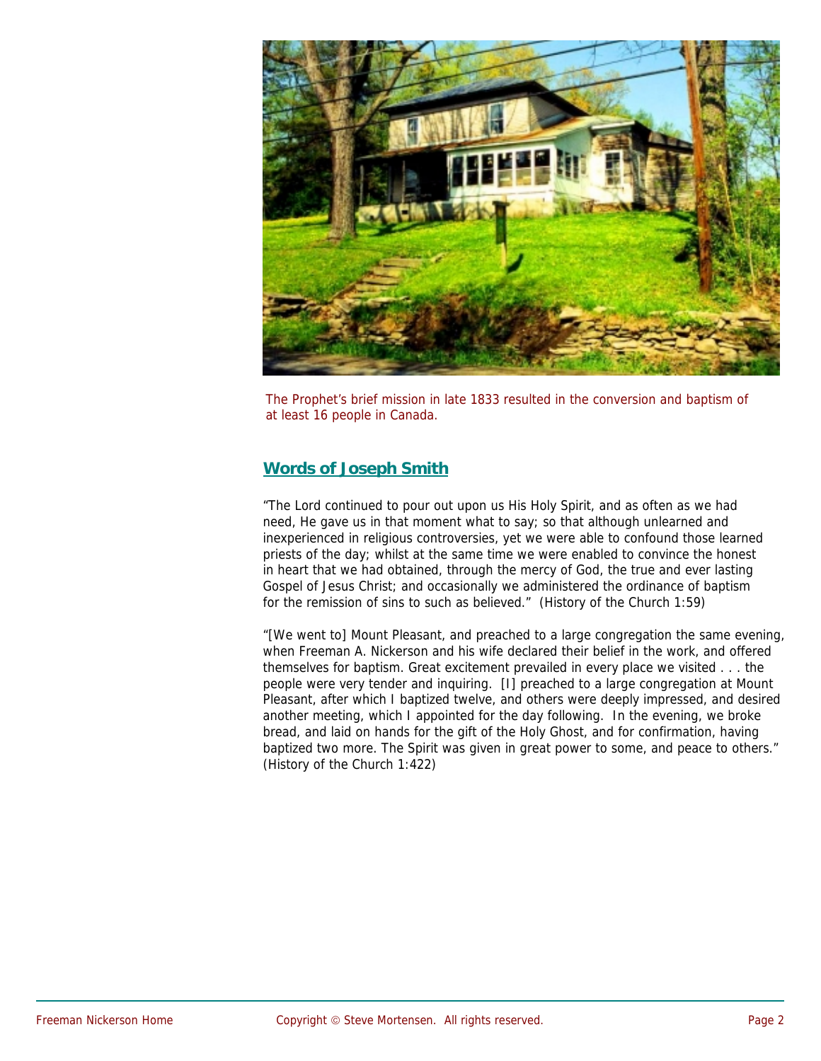The Prophet's brief mission in late 1833 resulted in the conversion and baptism of at least 16 people in Canada.

## Words of Joseph Smith

"The Lord continued to pour out upon us His Holy Spirit, and as often as we had need, He gave us in that moment what to say; so that although unlearned and inexperienced in religious controversies, yet we were able to confound those learned priests of the day; whilst at the same time we were enabled to convince the honest in heart that we had obtained, through the mercy of God, the true and ever lasting Gospel of Jesus Christ; and occasionally we administered the ordinance of baptism for the remission of sins to such as believed." (History of the Church 1:59)

"[We went to] Mount Pleasant, and preached to a large congregation the same evening, when Freeman A. Nickerson and his wife declared their belief in the work, and offered themselves for baptism. Great excitement prevailed in every place we visited . . . the people were very tender and inquiring. [I] preached to a large congregation at Mount Pleasant, after which I baptized twelve, and others were deeply impressed, and desired another meeting, which I appointed for the day following. In the evening, we broke bread, and laid on hands for the gift of the Holy Ghost, and for confirmation, having baptized two more. The Spirit was given in great power to some, and peace to others." (History of the Church 1:422)